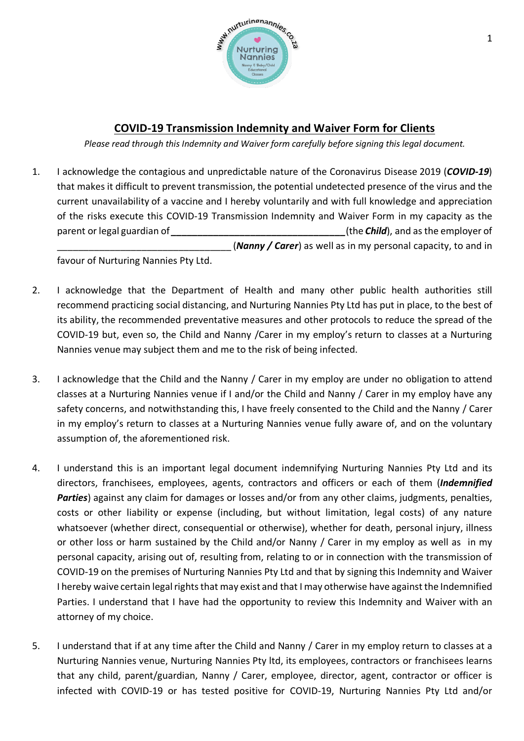## COVID-19 Transmission Indemnity and Waiver Form for Clients

*Please read through this Indemnity and Waiver form carefully before signing this legal document.*

1. I acknowledge the contagious and unpredictable nature of the Coronavirus Disease 2019 (***COVID-19***) that makes it difficult to prevent transmission, the potential undetected presence of the virus and the current unavailability of a vaccine and I hereby voluntarily and with full knowledge and appreciation of the risks execute this COVID-19 Transmission Indemnity and Waiver Form in my capacity as the parent or legal guardian of __________________________________(the ***Child***), and as the employer of __________________________________ (***Nanny / Carer***) as well as in my personal capacity, to and in favour of Nurturing Nannies Pty Ltd.

2. I acknowledge that the Department of Health and many other public health authorities still recommend practicing social distancing, and Nurturing Nannies Pty Ltd has put in place, to the best of its ability, the recommended preventative measures and other protocols to reduce the spread of the COVID-19 but, even so, the Child and Nanny /Carer in my employ's return to classes at a Nurturing Nannies venue may subject them and me to the risk of being infected.

3. I acknowledge that the Child and the Nanny / Carer in my employ are under no obligation to attend classes at a Nurturing Nannies venue if I and/or the Child and Nanny / Carer in my employ have any safety concerns, and notwithstanding this, I have freely consented to the Child and the Nanny / Carer in my employ's return to classes at a Nurturing Nannies venue fully aware of, and on the voluntary assumption of, the aforementioned risk.

4. I understand this is an important legal document indemnifying Nurturing Nannies Pty Ltd and its directors, franchisees, employees, agents, contractors and officers or each of them (***Indemnified Parties***) against any claim for damages or losses and/or from any other claims, judgments, penalties, costs or other liability or expense (including, but without limitation, legal costs) of any nature whatsoever (whether direct, consequential or otherwise), whether for death, personal injury, illness or other loss or harm sustained by the Child and/or Nanny / Carer in my employ as well as in my personal capacity, arising out of, resulting from, relating to or in connection with the transmission of COVID-19 on the premises of Nurturing Nannies Pty Ltd and that by signing this Indemnity and Waiver I hereby waive certain legal rights that may exist and that I may otherwise have against the Indemnified Parties. I understand that I have had the opportunity to review this Indemnity and Waiver with an attorney of my choice.

5. I understand that if at any time after the Child and Nanny / Carer in my employ return to classes at a Nurturing Nannies venue, Nurturing Nannies Pty ltd, its employees, contractors or franchisees learns that any child, parent/guardian, Nanny / Carer, employee, director, agent, contractor or officer is infected with COVID-19 or has tested positive for COVID-19, Nurturing Nannies Pty Ltd and/or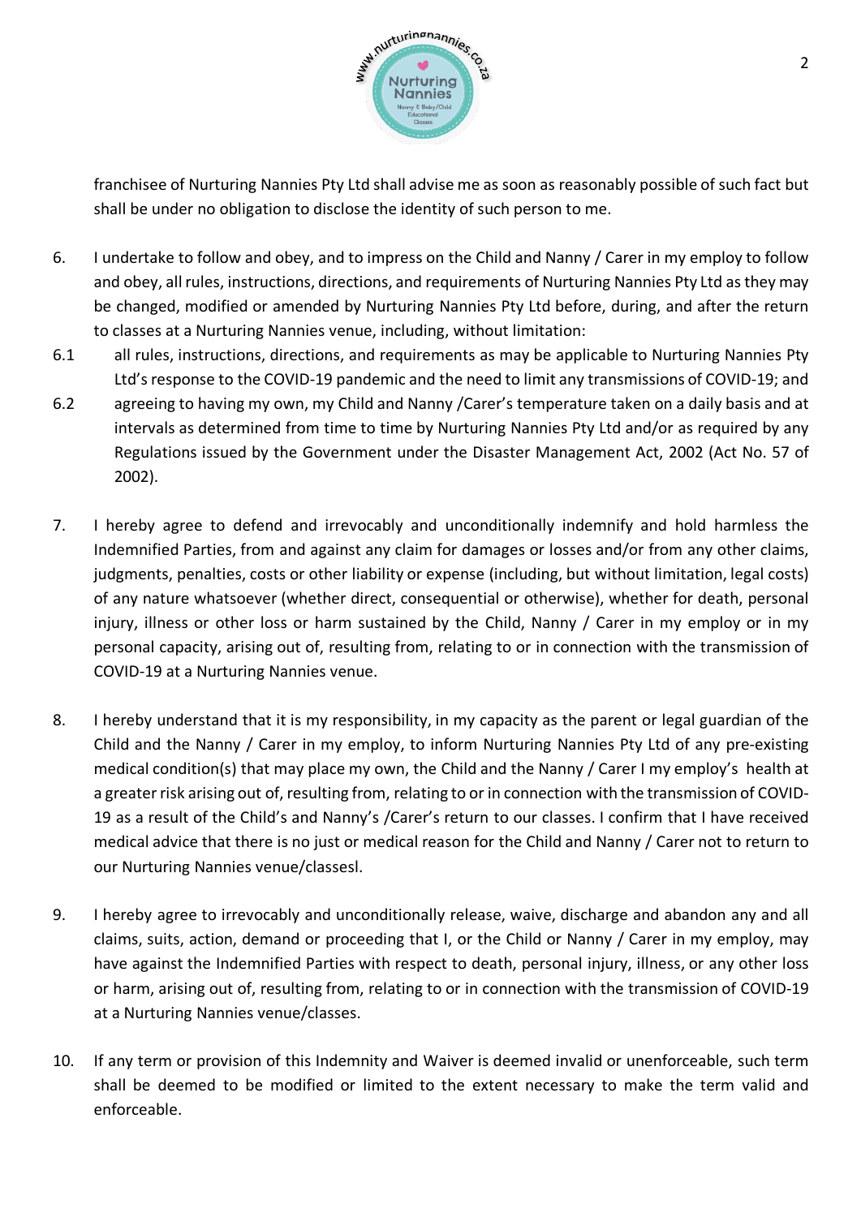franchisee of Nurturing Nannies Pty Ltd shall advise me as soon as reasonably possible of such fact but shall be under no obligation to disclose the identity of such person to me.

6. I undertake to follow and obey, and to impress on the Child and Nanny / Carer in my employ to follow and obey, all rules, instructions, directions, and requirements of Nurturing Nannies Pty Ltd as they may be changed, modified or amended by Nurturing Nannies Pty Ltd before, during, and after the return to classes at a Nurturing Nannies venue, including, without limitation:

6.1 all rules, instructions, directions, and requirements as may be applicable to Nurturing Nannies Pty Ltd's response to the COVID-19 pandemic and the need to limit any transmissions of COVID-19; and

6.2 agreeing to having my own, my Child and Nanny /Carer's temperature taken on a daily basis and at intervals as determined from time to time by Nurturing Nannies Pty Ltd and/or as required by any Regulations issued by the Government under the Disaster Management Act, 2002 (Act No. 57 of 2002).

7. I hereby agree to defend and irrevocably and unconditionally indemnify and hold harmless the Indemnified Parties, from and against any claim for damages or losses and/or from any other claims, judgments, penalties, costs or other liability or expense (including, but without limitation, legal costs) of any nature whatsoever (whether direct, consequential or otherwise), whether for death, personal injury, illness or other loss or harm sustained by the Child, Nanny / Carer in my employ or in my personal capacity, arising out of, resulting from, relating to or in connection with the transmission of COVID-19 at a Nurturing Nannies venue.

8. I hereby understand that it is my responsibility, in my capacity as the parent or legal guardian of the Child and the Nanny / Carer in my employ, to inform Nurturing Nannies Pty Ltd of any pre-existing medical condition(s) that may place my own, the Child and the Nanny / Carer I my employ's health at a greater risk arising out of, resulting from, relating to or in connection with the transmission of COVID-19 as a result of the Child's and Nanny's /Carer's return to our classes. I confirm that I have received medical advice that there is no just or medical reason for the Child and Nanny / Carer not to return to our Nurturing Nannies venue/classesl.

9. I hereby agree to irrevocably and unconditionally release, waive, discharge and abandon any and all claims, suits, action, demand or proceeding that I, or the Child or Nanny / Carer in my employ, may have against the Indemnified Parties with respect to death, personal injury, illness, or any other loss or harm, arising out of, resulting from, relating to or in connection with the transmission of COVID-19 at a Nurturing Nannies venue/classes.

10. If any term or provision of this Indemnity and Waiver is deemed invalid or unenforceable, such term shall be deemed to be modified or limited to the extent necessary to make the term valid and enforceable.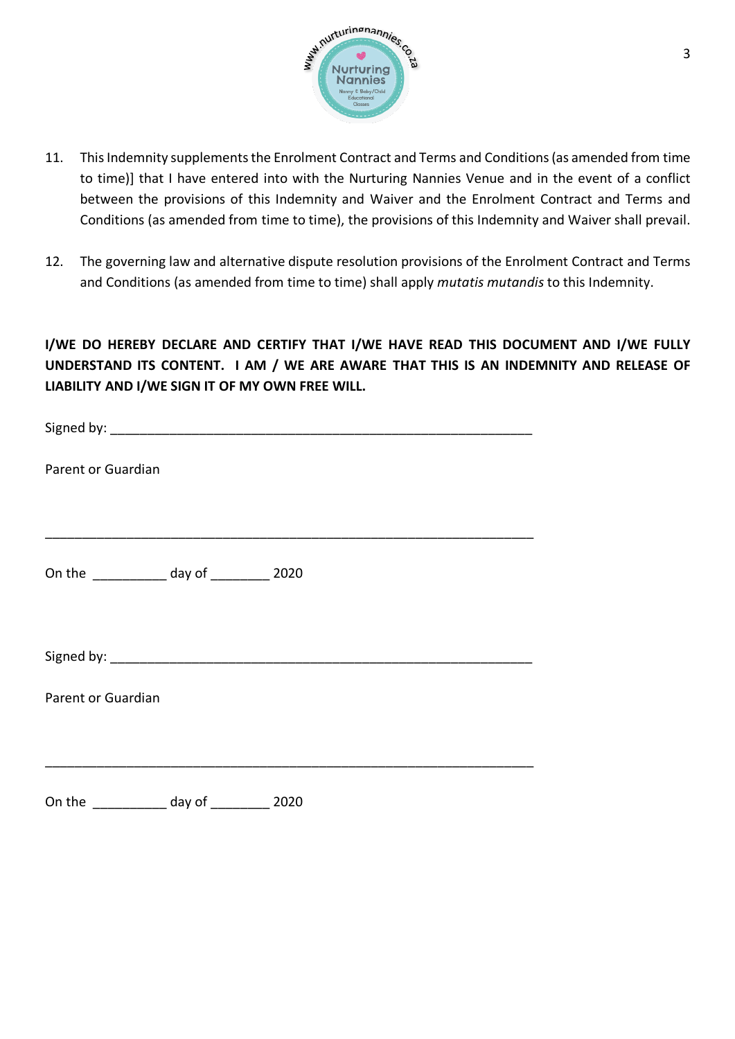11. This Indemnity supplements the Enrolment Contract and Terms and Conditions (as amended from time to time)] that I have entered into with the Nurturing Nannies Venue and in the event of a conflict between the provisions of this Indemnity and Waiver and the Enrolment Contract and Terms and Conditions (as amended from time to time), the provisions of this Indemnity and Waiver shall prevail.

12. The governing law and alternative dispute resolution provisions of the Enrolment Contract and Terms and Conditions (as amended from time to time) shall apply *mutatis mutandis* to this Indemnity.

**I/WE DO HEREBY DECLARE AND CERTIFY THAT I/WE HAVE READ THIS DOCUMENT AND I/WE FULLY UNDERSTAND ITS CONTENT. I AM / WE ARE AWARE THAT THIS IS AN INDEMNITY AND RELEASE OF LIABILITY AND I/WE SIGN IT OF MY OWN FREE WILL.**

Signed by: ___________________________________________________________

Parent or Guardian

_____________________________________________________________________

On the __________ day of ________ 2020

Signed by: ___________________________________________________________

Parent or Guardian

_____________________________________________________________________

On the __________ day of ________ 2020